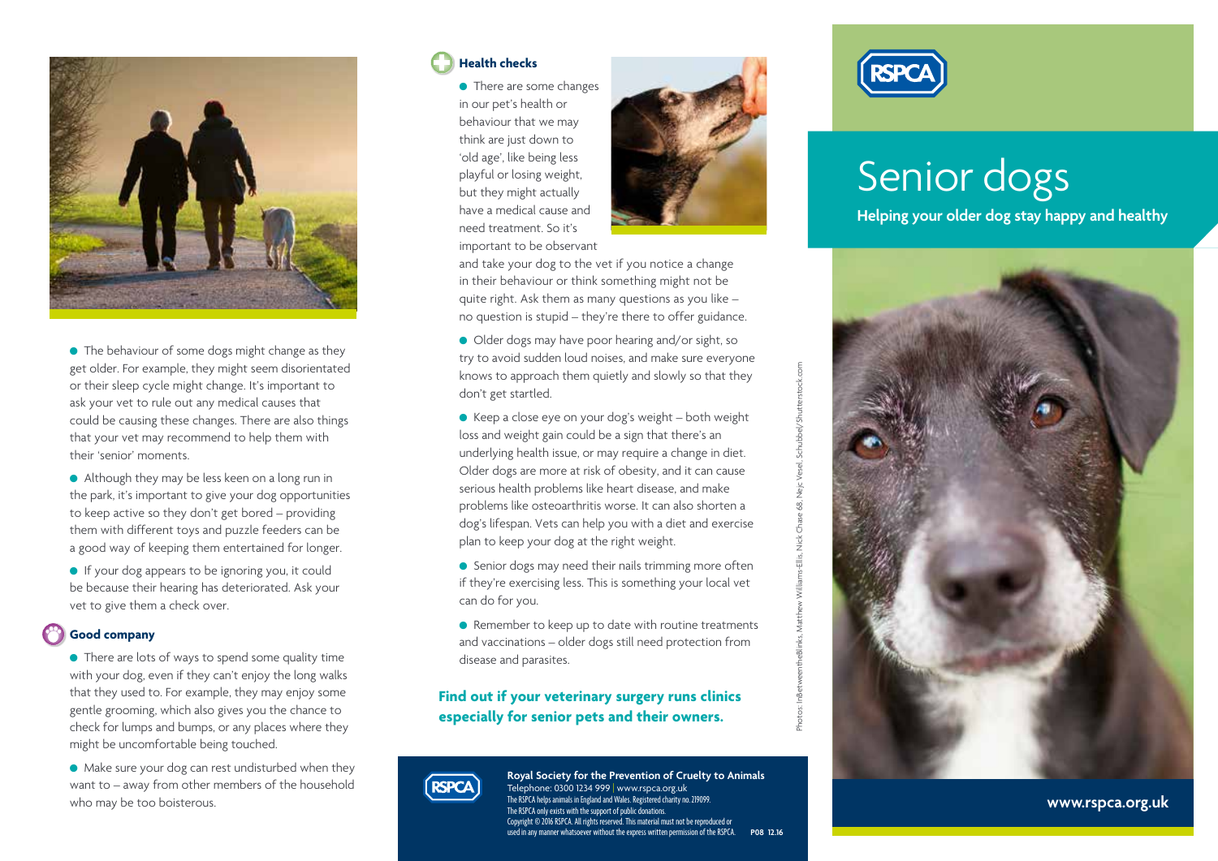# Senior dogs

**Helping your older dog stay happy and healthy**

www.rspca.org.uk

- The behaviour of some dogs might change as they get older. For example, they might seem disorientated or their sleep cycle might change. It's important to ask your vet to rule out any medical causes that could be causing these changes. There are also things that your vet may recommend to help them with their 'senior' moments.
- Although they may be less keen on a long run in the park, it's important to give your dog opportunities to keep active so they don't get bored – providing them with different toys and puzzle feeders can be a good way of keeping them entertained for longer.
- If your dog appears to be ignoring you, it could be because their hearing has deteriorated. Ask your vet to give them a check over.

## Good company

- There are lots of ways to spend some quality time with your dog, even if they can't enjoy the long walks that they used to. For example, they may enjoy some gentle grooming, which also gives you the chance to check for lumps and bumps, or any places where they might be uncomfortable being touched.
- Make sure your dog can rest undisturbed when they want to – away from other members of the household who may be too boisterous.

## Health checks

- There are some changes in our pet's health or behaviour that we may think are just down to 'old age', like being less playful or losing weight, but they might actually have a medical cause and need treatment. So it's important to be observant and take your dog to the vet if you notice a change in their behaviour or think something might not be quite right. Ask them as many questions as you like – no question is stupid – they're there to offer guidance.
- Older dogs may have poor hearing and/or sight, so try to avoid sudden loud noises, and make sure everyone knows to approach them quietly and slowly so that they don't get startled.
- Keep a close eye on your dog's weight – both weight loss and weight gain could be a sign that there's an underlying health issue, or may require a change in diet. Older dogs are more at risk of obesity, and it can cause serious health problems like heart disease, and make problems like osteoarthritis worse. It can also shorten a dog's lifespan. Vets can help you with a diet and exercise plan to keep your dog at the right weight.
- Senior dogs may need their nails trimming more often if they're exercising less. This is something your local vet can do for you.
- Remember to keep up to date with routine treatments and vaccinations – older dogs still need protection from disease and parasites.

**Find out if your veterinary surgery runs clinics especially for senior pets and their owners.**

Photos: InBetweentheBlinks, Matthew Williams-Ellis, Nick Chase 68, Nejc Vesel, Schubbel/Shutterstock.com

**Royal Society for the Prevention of Cruelty to Animals**
Telephone: 0300 1234 999 | www.rspca.org.uk
The RSPCA helps animals in England and Wales. Registered charity no. 219099.
The RSPCA only exists with the support of public donations.
Copyright © 2016 RSPCA. All rights reserved. This material must not be reproduced or used in any manner whatsoever without the express written permission of the RSPCA. **P08 12.16**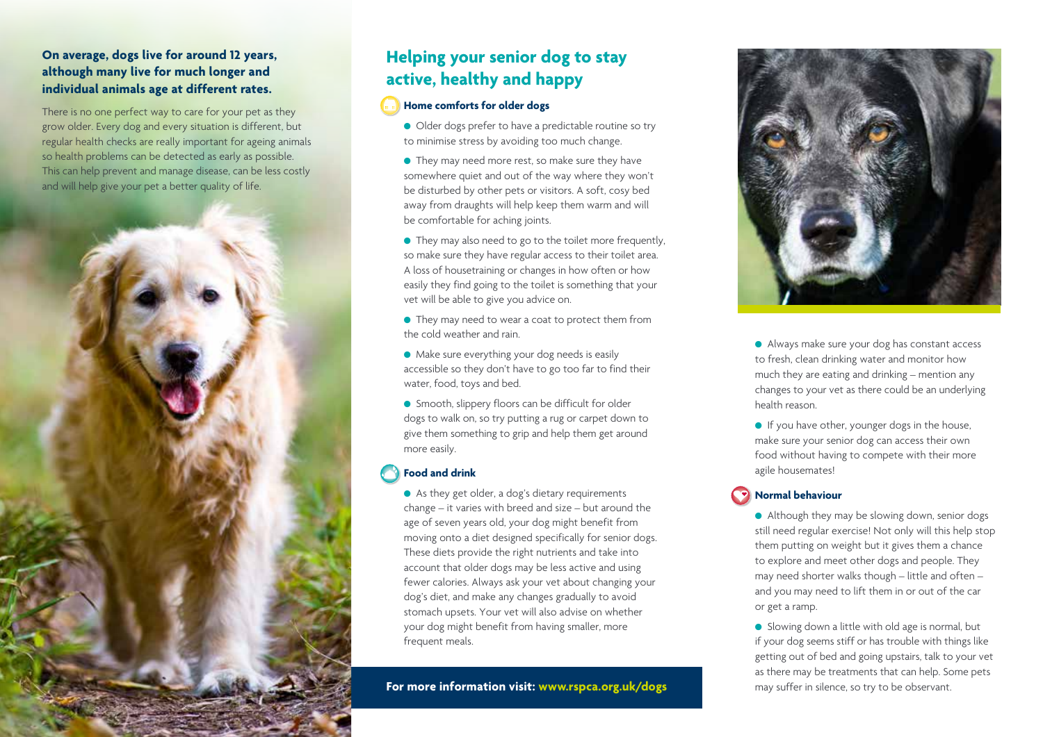**On average, dogs live for around 12 years, although many live for much longer and individual animals age at different rates.**

There is no one perfect way to care for your pet as they grow older. Every dog and every situation is different, but regular health checks are really important for ageing animals so health problems can be detected as early as possible. This can help prevent and manage disease, can be less costly and will help give your pet a better quality of life.

## Helping your senior dog to stay active, healthy and happy

### Home comforts for older dogs

- Older dogs prefer to have a predictable routine so try to minimise stress by avoiding too much change.
- They may need more rest, so make sure they have somewhere quiet and out of the way where they won't be disturbed by other pets or visitors. A soft, cosy bed away from draughts will help keep them warm and will be comfortable for aching joints.
- They may also need to go to the toilet more frequently, so make sure they have regular access to their toilet area. A loss of housetraining or changes in how often or how easily they find going to the toilet is something that your vet will be able to give you advice on.
- They may need to wear a coat to protect them from the cold weather and rain.
- Make sure everything your dog needs is easily accessible so they don't have to go too far to find their water, food, toys and bed.
- Smooth, slippery floors can be difficult for older dogs to walk on, so try putting a rug or carpet down to give them something to grip and help them get around more easily.

### Food and drink

- As they get older, a dog's dietary requirements change – it varies with breed and size – but around the age of seven years old, your dog might benefit from moving onto a diet designed specifically for senior dogs. These diets provide the right nutrients and take into account that older dogs may be less active and using fewer calories. Always ask your vet about changing your dog's diet, and make any changes gradually to avoid stomach upsets. Your vet will also advise on whether your dog might benefit from having smaller, more frequent meals.
- Always make sure your dog has constant access to fresh, clean drinking water and monitor how much they are eating and drinking – mention any changes to your vet as there could be an underlying health reason.
- If you have other, younger dogs in the house, make sure your senior dog can access their own food without having to compete with their more agile housemates!

### Normal behaviour

- Although they may be slowing down, senior dogs still need regular exercise! Not only will this help stop them putting on weight but it gives them a chance to explore and meet other dogs and people. They may need shorter walks though – little and often – and you may need to lift them in or out of the car or get a ramp.
- Slowing down a little with old age is normal, but if your dog seems stiff or has trouble with things like getting out of bed and going upstairs, talk to your vet as there may be treatments that can help. Some pets may suffer in silence, so try to be observant.

**For more information visit: www.rspca.org.uk/dogs**